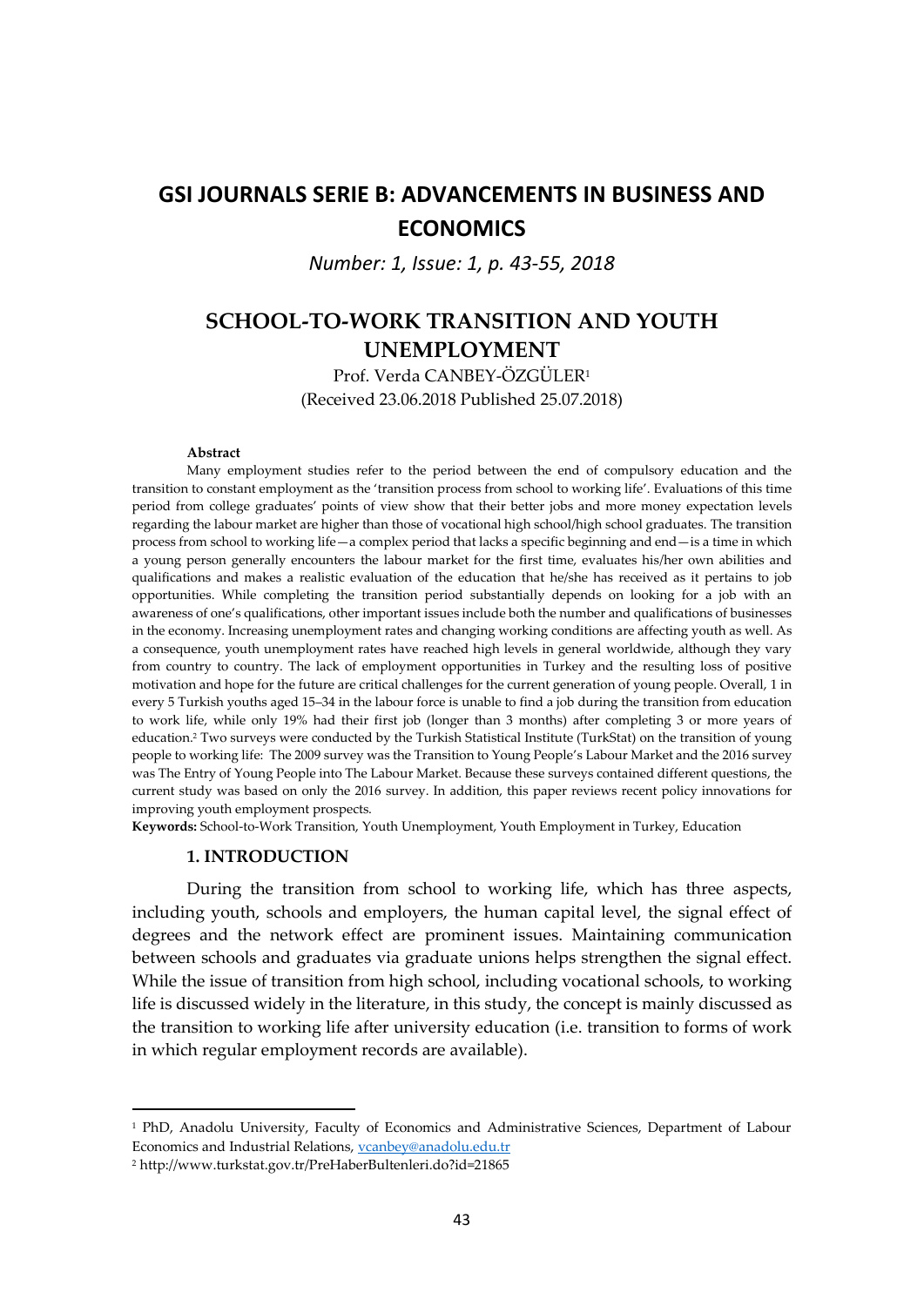# GSI JOURNALS SERIE B: ADVANCEMENTS IN BUSINESS AND ECONOMICS

*Number: 1, Issue: 1, p. 43-55, 2018*

## SCHOOL-TO-WORK TRANSITION AND YOUTH UNEMPLOYMENT

Prof. Verda CANBEY-ÖZGÜLER[1]

(Received 23.06.2018 Published 25.07.2018)

**Abstract**

Many employment studies refer to the period between the end of compulsory education and the transition to constant employment as the 'transition process from school to working life'. Evaluations of this time period from college graduates' points of view show that their better jobs and more money expectation levels regarding the labour market are higher than those of vocational high school/high school graduates. The transition process from school to working life—a complex period that lacks a specific beginning and end—is a time in which a young person generally encounters the labour market for the first time, evaluates his/her own abilities and qualifications and makes a realistic evaluation of the education that he/she has received as it pertains to job opportunities. While completing the transition period substantially depends on looking for a job with an awareness of one's qualifications, other important issues include both the number and qualifications of businesses in the economy. Increasing unemployment rates and changing working conditions are affecting youth as well. As a consequence, youth unemployment rates have reached high levels in general worldwide, although they vary from country to country. The lack of employment opportunities in Turkey and the resulting loss of positive motivation and hope for the future are critical challenges for the current generation of young people. Overall, 1 in every 5 Turkish youths aged 15–34 in the labour force is unable to find a job during the transition from education to work life, while only 19% had their first job (longer than 3 months) after completing 3 or more years of education.[2] Two surveys were conducted by the Turkish Statistical Institute (TurkStat) on the transition of young people to working life: The 2009 survey was the Transition to Young People's Labour Market and the 2016 survey was The Entry of Young People into The Labour Market. Because these surveys contained different questions, the current study was based on only the 2016 survey. In addition, this paper reviews recent policy innovations for improving youth employment prospects.

**Keywords:** School-to-Work Transition, Youth Unemployment, Youth Employment in Turkey, Education

### 1. INTRODUCTION

During the transition from school to working life, which has three aspects, including youth, schools and employers, the human capital level, the signal effect of degrees and the network effect are prominent issues. Maintaining communication between schools and graduates via graduate unions helps strengthen the signal effect. While the issue of transition from high school, including vocational schools, to working life is discussed widely in the literature, in this study, the concept is mainly discussed as the transition to working life after university education (i.e. transition to forms of work in which regular employment records are available).

---

[1] PhD, Anadolu University, Faculty of Economics and Administrative Sciences, Department of Labour Economics and Industrial Relations, vcanbey@anadolu.edu.tr

[2] http://www.turkstat.gov.tr/PreHaberBultenleri.do?id=21865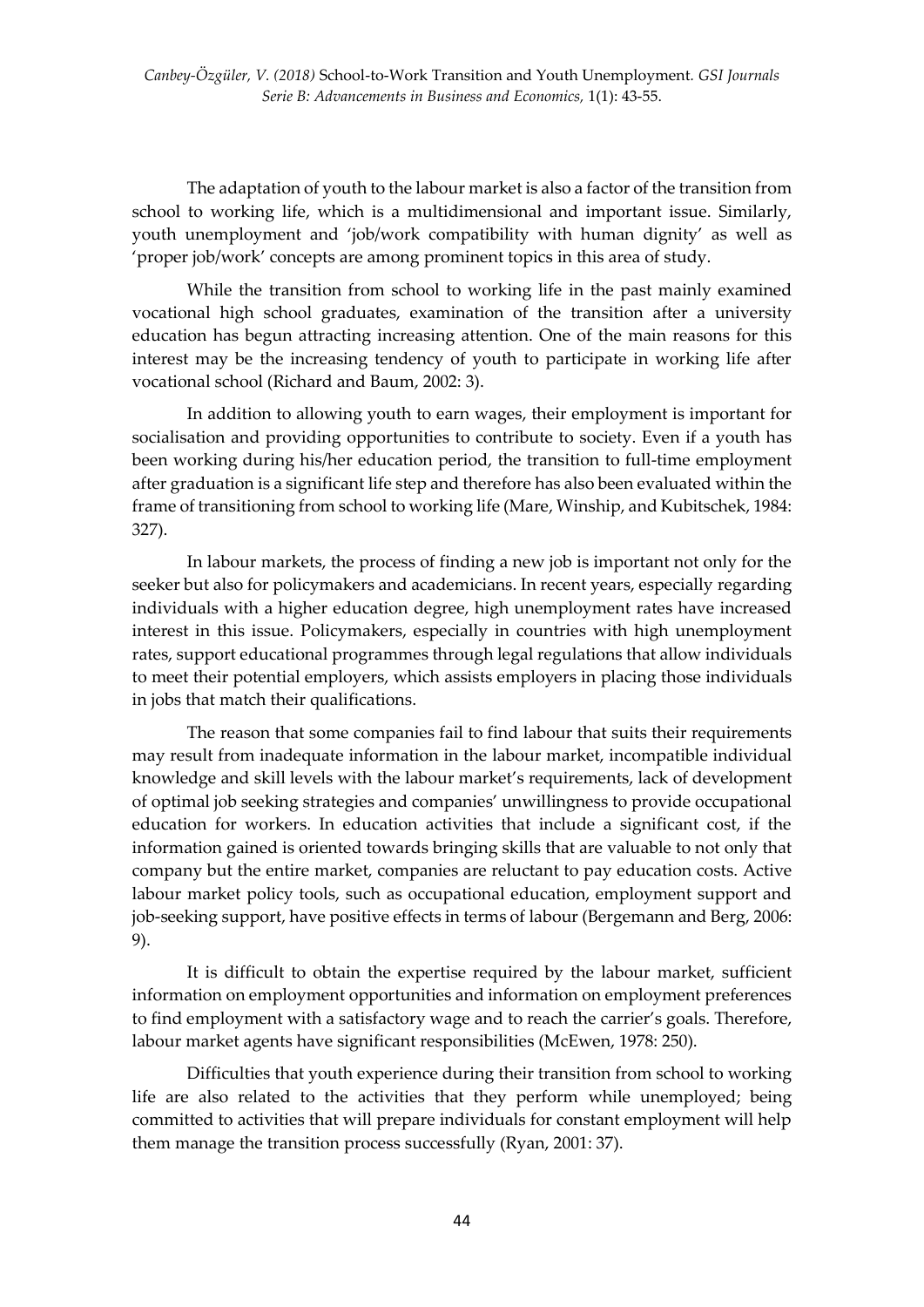The adaptation of youth to the labour market is also a factor of the transition from school to working life, which is a multidimensional and important issue. Similarly, youth unemployment and 'job/work compatibility with human dignity' as well as 'proper job/work' concepts are among prominent topics in this area of study.

While the transition from school to working life in the past mainly examined vocational high school graduates, examination of the transition after a university education has begun attracting increasing attention. One of the main reasons for this interest may be the increasing tendency of youth to participate in working life after vocational school (Richard and Baum, 2002: 3).

In addition to allowing youth to earn wages, their employment is important for socialisation and providing opportunities to contribute to society. Even if a youth has been working during his/her education period, the transition to full-time employment after graduation is a significant life step and therefore has also been evaluated within the frame of transitioning from school to working life (Mare, Winship, and Kubitschek, 1984: 327).

In labour markets, the process of finding a new job is important not only for the seeker but also for policymakers and academicians. In recent years, especially regarding individuals with a higher education degree, high unemployment rates have increased interest in this issue. Policymakers, especially in countries with high unemployment rates, support educational programmes through legal regulations that allow individuals to meet their potential employers, which assists employers in placing those individuals in jobs that match their qualifications.

The reason that some companies fail to find labour that suits their requirements may result from inadequate information in the labour market, incompatible individual knowledge and skill levels with the labour market's requirements, lack of development of optimal job seeking strategies and companies' unwillingness to provide occupational education for workers. In education activities that include a significant cost, if the information gained is oriented towards bringing skills that are valuable to not only that company but the entire market, companies are reluctant to pay education costs. Active labour market policy tools, such as occupational education, employment support and job-seeking support, have positive effects in terms of labour (Bergemann and Berg, 2006: 9).

It is difficult to obtain the expertise required by the labour market, sufficient information on employment opportunities and information on employment preferences to find employment with a satisfactory wage and to reach the carrier's goals. Therefore, labour market agents have significant responsibilities (McEwen, 1978: 250).

Difficulties that youth experience during their transition from school to working life are also related to the activities that they perform while unemployed; being committed to activities that will prepare individuals for constant employment will help them manage the transition process successfully (Ryan, 2001: 37).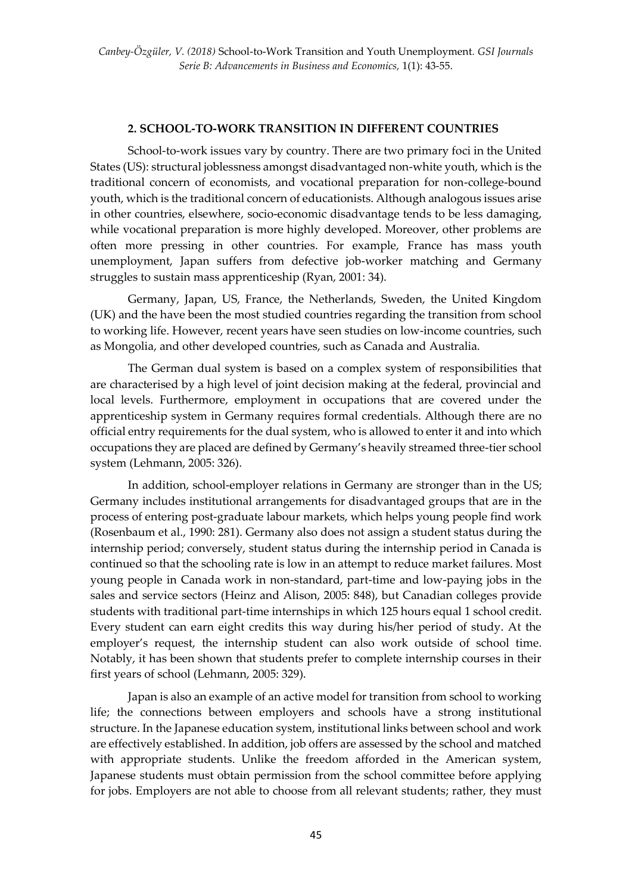## 2. SCHOOL-TO-WORK TRANSITION IN DIFFERENT COUNTRIES

School-to-work issues vary by country. There are two primary foci in the United States (US): structural joblessness amongst disadvantaged non-white youth, which is the traditional concern of economists, and vocational preparation for non-college-bound youth, which is the traditional concern of educationists. Although analogous issues arise in other countries, elsewhere, socio-economic disadvantage tends to be less damaging, while vocational preparation is more highly developed. Moreover, other problems are often more pressing in other countries. For example, France has mass youth unemployment, Japan suffers from defective job-worker matching and Germany struggles to sustain mass apprenticeship (Ryan, 2001: 34).

Germany, Japan, US, France, the Netherlands, Sweden, the United Kingdom (UK) and the have been the most studied countries regarding the transition from school to working life. However, recent years have seen studies on low-income countries, such as Mongolia, and other developed countries, such as Canada and Australia.

The German dual system is based on a complex system of responsibilities that are characterised by a high level of joint decision making at the federal, provincial and local levels. Furthermore, employment in occupations that are covered under the apprenticeship system in Germany requires formal credentials. Although there are no official entry requirements for the dual system, who is allowed to enter it and into which occupations they are placed are defined by Germany's heavily streamed three-tier school system (Lehmann, 2005: 326).

In addition, school-employer relations in Germany are stronger than in the US; Germany includes institutional arrangements for disadvantaged groups that are in the process of entering post-graduate labour markets, which helps young people find work (Rosenbaum et al., 1990: 281). Germany also does not assign a student status during the internship period; conversely, student status during the internship period in Canada is continued so that the schooling rate is low in an attempt to reduce market failures. Most young people in Canada work in non-standard, part-time and low-paying jobs in the sales and service sectors (Heinz and Alison, 2005: 848), but Canadian colleges provide students with traditional part-time internships in which 125 hours equal 1 school credit. Every student can earn eight credits this way during his/her period of study. At the employer's request, the internship student can also work outside of school time. Notably, it has been shown that students prefer to complete internship courses in their first years of school (Lehmann, 2005: 329).

Japan is also an example of an active model for transition from school to working life; the connections between employers and schools have a strong institutional structure. In the Japanese education system, institutional links between school and work are effectively established. In addition, job offers are assessed by the school and matched with appropriate students. Unlike the freedom afforded in the American system, Japanese students must obtain permission from the school committee before applying for jobs. Employers are not able to choose from all relevant students; rather, they must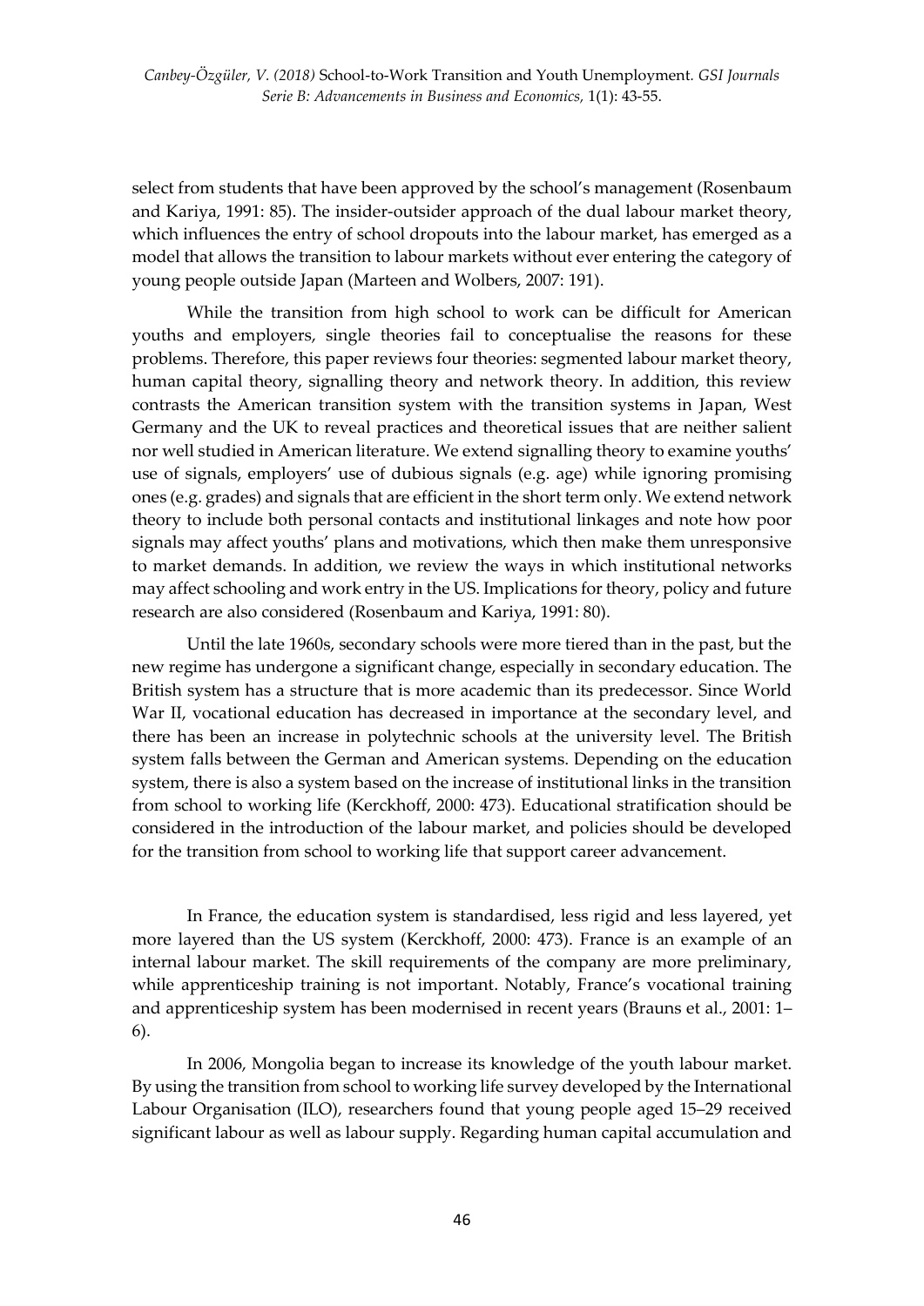select from students that have been approved by the school's management (Rosenbaum and Kariya, 1991: 85). The insider-outsider approach of the dual labour market theory, which influences the entry of school dropouts into the labour market, has emerged as a model that allows the transition to labour markets without ever entering the category of young people outside Japan (Marteen and Wolbers, 2007: 191).

While the transition from high school to work can be difficult for American youths and employers, single theories fail to conceptualise the reasons for these problems. Therefore, this paper reviews four theories: segmented labour market theory, human capital theory, signalling theory and network theory. In addition, this review contrasts the American transition system with the transition systems in Japan, West Germany and the UK to reveal practices and theoretical issues that are neither salient nor well studied in American literature. We extend signalling theory to examine youths' use of signals, employers' use of dubious signals (e.g. age) while ignoring promising ones (e.g. grades) and signals that are efficient in the short term only. We extend network theory to include both personal contacts and institutional linkages and note how poor signals may affect youths' plans and motivations, which then make them unresponsive to market demands. In addition, we review the ways in which institutional networks may affect schooling and work entry in the US. Implications for theory, policy and future research are also considered (Rosenbaum and Kariya, 1991: 80).

Until the late 1960s, secondary schools were more tiered than in the past, but the new regime has undergone a significant change, especially in secondary education. The British system has a structure that is more academic than its predecessor. Since World War II, vocational education has decreased in importance at the secondary level, and there has been an increase in polytechnic schools at the university level. The British system falls between the German and American systems. Depending on the education system, there is also a system based on the increase of institutional links in the transition from school to working life (Kerckhoff, 2000: 473). Educational stratification should be considered in the introduction of the labour market, and policies should be developed for the transition from school to working life that support career advancement.

In France, the education system is standardised, less rigid and less layered, yet more layered than the US system (Kerckhoff, 2000: 473). France is an example of an internal labour market. The skill requirements of the company are more preliminary, while apprenticeship training is not important. Notably, France's vocational training and apprenticeship system has been modernised in recent years (Brauns et al., 2001: 1–6).

In 2006, Mongolia began to increase its knowledge of the youth labour market. By using the transition from school to working life survey developed by the International Labour Organisation (ILO), researchers found that young people aged 15–29 received significant labour as well as labour supply. Regarding human capital accumulation and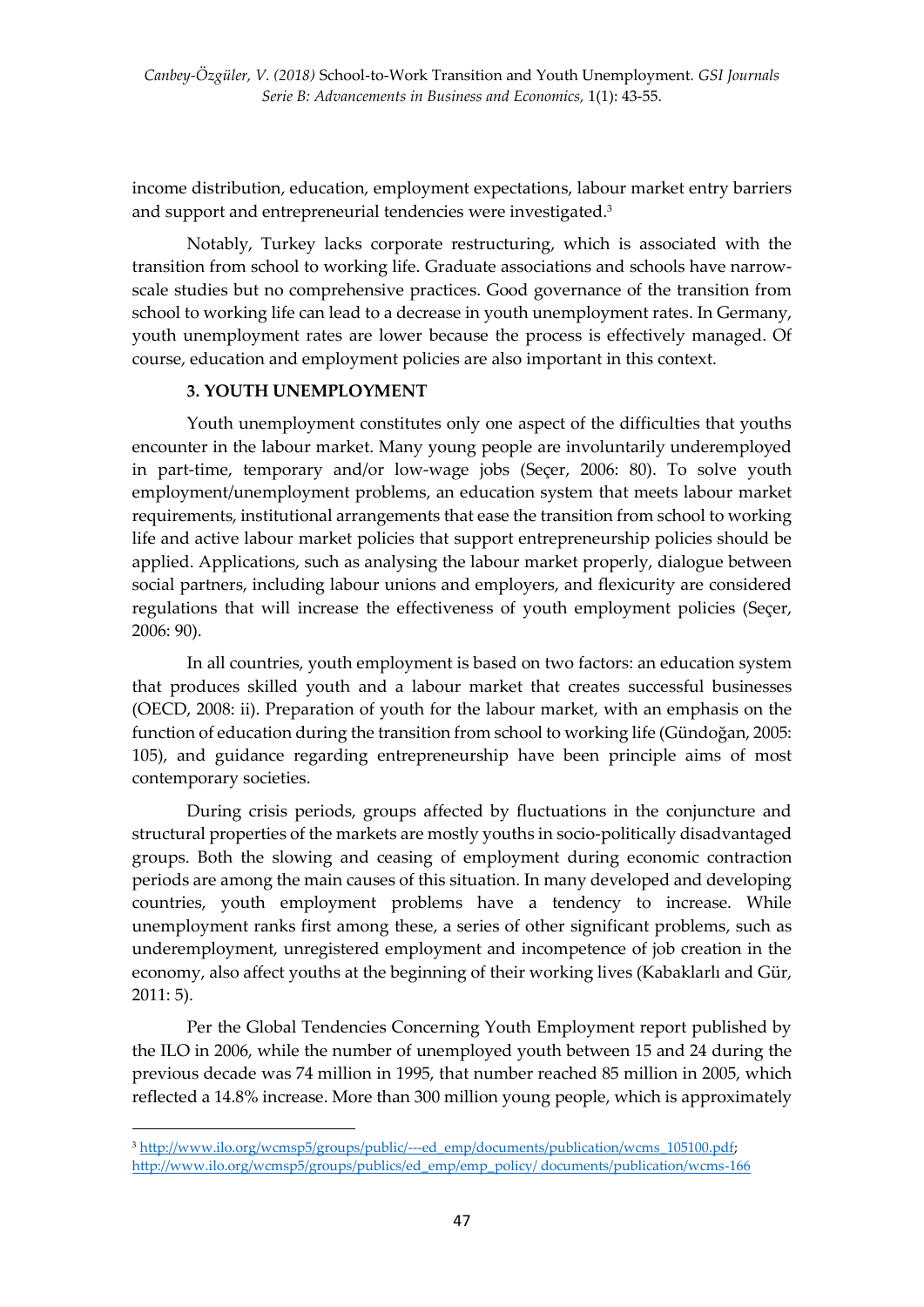income distribution, education, employment expectations, labour market entry barriers and support and entrepreneurial tendencies were investigated.[3]

Notably, Turkey lacks corporate restructuring, which is associated with the transition from school to working life. Graduate associations and schools have narrow-scale studies but no comprehensive practices. Good governance of the transition from school to working life can lead to a decrease in youth unemployment rates. In Germany, youth unemployment rates are lower because the process is effectively managed. Of course, education and employment policies are also important in this context.

## 3. YOUTH UNEMPLOYMENT

Youth unemployment constitutes only one aspect of the difficulties that youths encounter in the labour market. Many young people are involuntarily underemployed in part-time, temporary and/or low-wage jobs (Seçer, 2006: 80). To solve youth employment/unemployment problems, an education system that meets labour market requirements, institutional arrangements that ease the transition from school to working life and active labour market policies that support entrepreneurship policies should be applied. Applications, such as analysing the labour market properly, dialogue between social partners, including labour unions and employers, and flexicurity are considered regulations that will increase the effectiveness of youth employment policies (Seçer, 2006: 90).

In all countries, youth employment is based on two factors: an education system that produces skilled youth and a labour market that creates successful businesses (OECD, 2008: ii). Preparation of youth for the labour market, with an emphasis on the function of education during the transition from school to working life (Gündoğan, 2005: 105), and guidance regarding entrepreneurship have been principle aims of most contemporary societies.

During crisis periods, groups affected by fluctuations in the conjuncture and structural properties of the markets are mostly youths in socio-politically disadvantaged groups. Both the slowing and ceasing of employment during economic contraction periods are among the main causes of this situation. In many developed and developing countries, youth employment problems have a tendency to increase. While unemployment ranks first among these, a series of other significant problems, such as underemployment, unregistered employment and incompetence of job creation in the economy, also affect youths at the beginning of their working lives (Kabaklarlı and Gür, 2011: 5).

Per the Global Tendencies Concerning Youth Employment report published by the ILO in 2006, while the number of unemployed youth between 15 and 24 during the previous decade was 74 million in 1995, that number reached 85 million in 2005, which reflected a 14.8% increase. More than 300 million young people, which is approximately

---

[3] http://www.ilo.org/wcmsp5/groups/public/---ed_emp/documents/publication/wcms_105100.pdf; http://www.ilo.org/wcmsp5/groups/publics/ed_emp/emp_policy/ documents/publication/wcms-166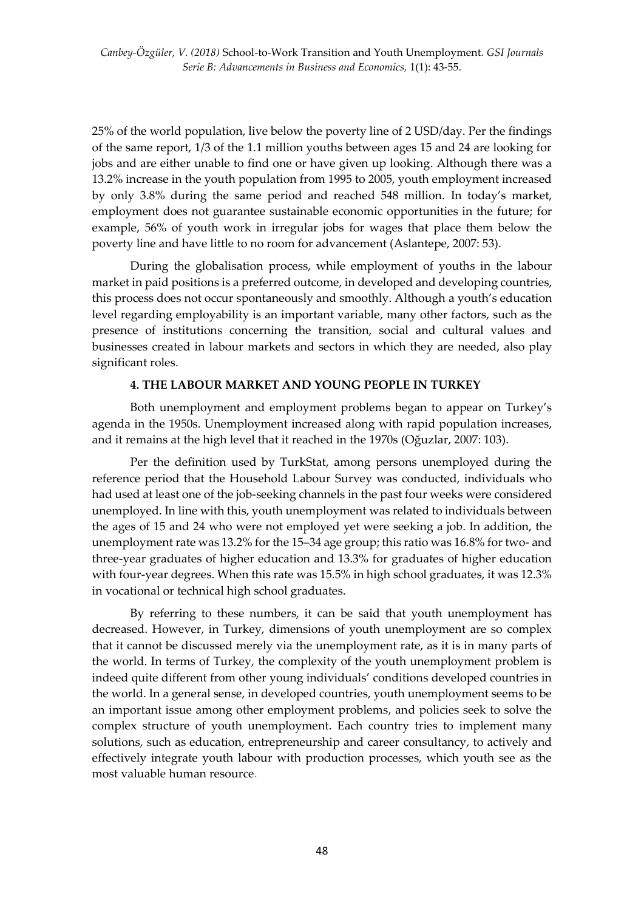25% of the world population, live below the poverty line of 2 USD/day. Per the findings of the same report, 1/3 of the 1.1 million youths between ages 15 and 24 are looking for jobs and are either unable to find one or have given up looking. Although there was a 13.2% increase in the youth population from 1995 to 2005, youth employment increased by only 3.8% during the same period and reached 548 million. In today's market, employment does not guarantee sustainable economic opportunities in the future; for example, 56% of youth work in irregular jobs for wages that place them below the poverty line and have little to no room for advancement (Aslantepe, 2007: 53).

During the globalisation process, while employment of youths in the labour market in paid positions is a preferred outcome, in developed and developing countries, this process does not occur spontaneously and smoothly. Although a youth's education level regarding employability is an important variable, many other factors, such as the presence of institutions concerning the transition, social and cultural values and businesses created in labour markets and sectors in which they are needed, also play significant roles.

## 4. THE LABOUR MARKET AND YOUNG PEOPLE IN TURKEY

Both unemployment and employment problems began to appear on Turkey's agenda in the 1950s. Unemployment increased along with rapid population increases, and it remains at the high level that it reached in the 1970s (Oğuzlar, 2007: 103).

Per the definition used by TurkStat, among persons unemployed during the reference period that the Household Labour Survey was conducted, individuals who had used at least one of the job-seeking channels in the past four weeks were considered unemployed. In line with this, youth unemployment was related to individuals between the ages of 15 and 24 who were not employed yet were seeking a job. In addition, the unemployment rate was 13.2% for the 15–34 age group; this ratio was 16.8% for two- and three-year graduates of higher education and 13.3% for graduates of higher education with four-year degrees. When this rate was 15.5% in high school graduates, it was 12.3% in vocational or technical high school graduates.

By referring to these numbers, it can be said that youth unemployment has decreased. However, in Turkey, dimensions of youth unemployment are so complex that it cannot be discussed merely via the unemployment rate, as it is in many parts of the world. In terms of Turkey, the complexity of the youth unemployment problem is indeed quite different from other young individuals' conditions developed countries in the world. In a general sense, in developed countries, youth unemployment seems to be an important issue among other employment problems, and policies seek to solve the complex structure of youth unemployment. Each country tries to implement many solutions, such as education, entrepreneurship and career consultancy, to actively and effectively integrate youth labour with production processes, which youth see as the most valuable human resource.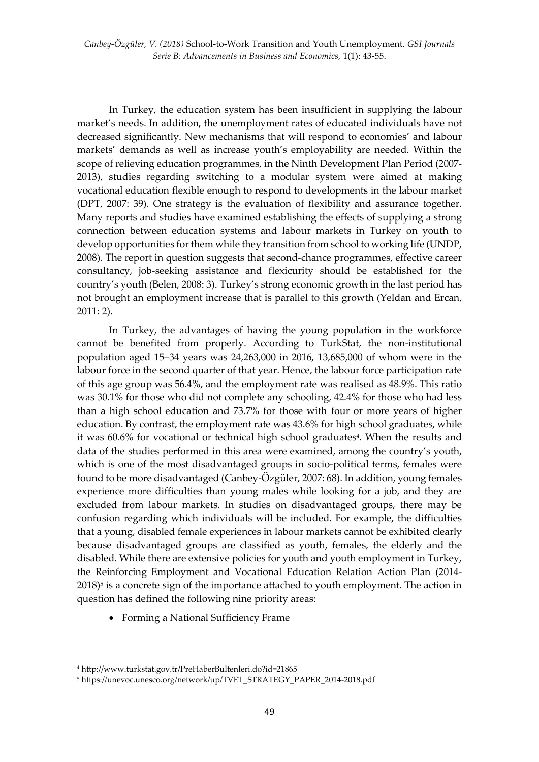In Turkey, the education system has been insufficient in supplying the labour market's needs. In addition, the unemployment rates of educated individuals have not decreased significantly. New mechanisms that will respond to economies' and labour markets' demands as well as increase youth's employability are needed. Within the scope of relieving education programmes, in the Ninth Development Plan Period (2007-2013), studies regarding switching to a modular system were aimed at making vocational education flexible enough to respond to developments in the labour market (DPT, 2007: 39). One strategy is the evaluation of flexibility and assurance together. Many reports and studies have examined establishing the effects of supplying a strong connection between education systems and labour markets in Turkey on youth to develop opportunities for them while they transition from school to working life (UNDP, 2008). The report in question suggests that second-chance programmes, effective career consultancy, job-seeking assistance and flexicurity should be established for the country's youth (Belen, 2008: 3). Turkey's strong economic growth in the last period has not brought an employment increase that is parallel to this growth (Yeldan and Ercan, 2011: 2).

In Turkey, the advantages of having the young population in the workforce cannot be benefited from properly. According to TurkStat, the non-institutional population aged 15–34 years was 24,263,000 in 2016, 13,685,000 of whom were in the labour force in the second quarter of that year. Hence, the labour force participation rate of this age group was 56.4%, and the employment rate was realised as 48.9%. This ratio was 30.1% for those who did not complete any schooling, 42.4% for those who had less than a high school education and 73.7% for those with four or more years of higher education. By contrast, the employment rate was 43.6% for high school graduates, while it was 60.6% for vocational or technical high school graduates[4]. When the results and data of the studies performed in this area were examined, among the country's youth, which is one of the most disadvantaged groups in socio-political terms, females were found to be more disadvantaged (Canbey-Özgüler, 2007: 68). In addition, young females experience more difficulties than young males while looking for a job, and they are excluded from labour markets. In studies on disadvantaged groups, there may be confusion regarding which individuals will be included. For example, the difficulties that a young, disabled female experiences in labour markets cannot be exhibited clearly because disadvantaged groups are classified as youth, females, the elderly and the disabled. While there are extensive policies for youth and youth employment in Turkey, the Reinforcing Employment and Vocational Education Relation Action Plan (2014-2018)[5] is a concrete sign of the importance attached to youth employment. The action in question has defined the following nine priority areas:

- Forming a National Sufficiency Frame

---

[4] http://www.turkstat.gov.tr/PreHaberBultenleri.do?id=21865

[5] https://unevoc.unesco.org/network/up/TVET_STRATEGY_PAPER_2014-2018.pdf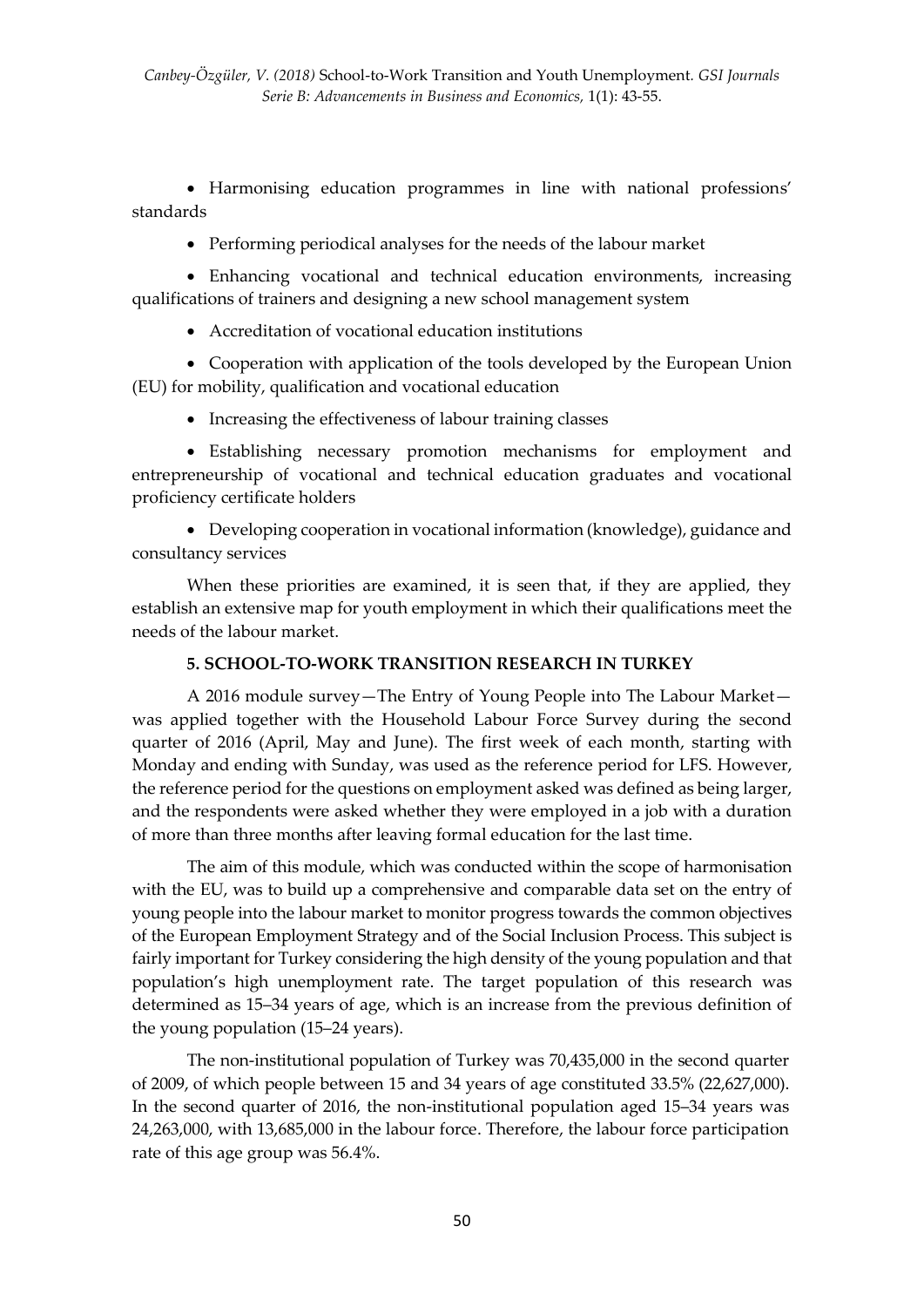- Harmonising education programmes in line with national professions' standards
- Performing periodical analyses for the needs of the labour market
- Enhancing vocational and technical education environments, increasing qualifications of trainers and designing a new school management system
- Accreditation of vocational education institutions
- Cooperation with application of the tools developed by the European Union (EU) for mobility, qualification and vocational education
- Increasing the effectiveness of labour training classes
- Establishing necessary promotion mechanisms for employment and entrepreneurship of vocational and technical education graduates and vocational proficiency certificate holders
- Developing cooperation in vocational information (knowledge), guidance and consultancy services

When these priorities are examined, it is seen that, if they are applied, they establish an extensive map for youth employment in which their qualifications meet the needs of the labour market.

## 5. SCHOOL-TO-WORK TRANSITION RESEARCH IN TURKEY

A 2016 module survey—The Entry of Young People into The Labour Market—was applied together with the Household Labour Force Survey during the second quarter of 2016 (April, May and June). The first week of each month, starting with Monday and ending with Sunday, was used as the reference period for LFS. However, the reference period for the questions on employment asked was defined as being larger, and the respondents were asked whether they were employed in a job with a duration of more than three months after leaving formal education for the last time.

The aim of this module, which was conducted within the scope of harmonisation with the EU, was to build up a comprehensive and comparable data set on the entry of young people into the labour market to monitor progress towards the common objectives of the European Employment Strategy and of the Social Inclusion Process. This subject is fairly important for Turkey considering the high density of the young population and that population's high unemployment rate. The target population of this research was determined as 15–34 years of age, which is an increase from the previous definition of the young population (15–24 years).

The non-institutional population of Turkey was 70,435,000 in the second quarter of 2009, of which people between 15 and 34 years of age constituted 33.5% (22,627,000). In the second quarter of 2016, the non-institutional population aged 15–34 years was 24,263,000, with 13,685,000 in the labour force. Therefore, the labour force participation rate of this age group was 56.4%.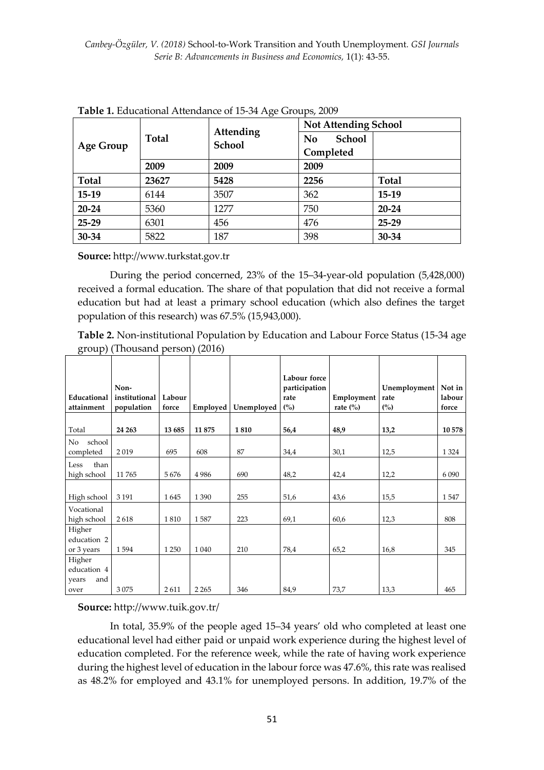**Table 1.** Educational Attendance of 15-34 Age Groups, 2009

| Age Group | Total | Attending School | Not Attending School | |
|---|---|---|---|---|
| | | | No School Completed | |
| | 2009 | 2009 | 2009 | |
| **Total** | **23627** | **5428** | **2256** | **Total** |
| **15-19** | 6144 | 3507 | 362 | **15-19** |
| **20-24** | 5360 | 1277 | 750 | **20-24** |
| **25-29** | 6301 | 456 | 476 | **25-29** |
| **30-34** | 5822 | 187 | 398 | **30-34** |

**Source:** http://www.turkstat.gov.tr

During the period concerned, 23% of the 15–34-year-old population (5,428,000) received a formal education. The share of that population that did not receive a formal education but had at least a primary school education (which also defines the target population of this research) was 67.5% (15,943,000).

**Table 2.** Non-institutional Population by Education and Labour Force Status (15-34 age group) (Thousand person) (2016)

| Educational attainment | Non-institutional population | Labour force | Employed | Unemployed | Labour force participation rate (%) | Employment rate (%) | Unemployment rate (%) | Not in labour force |
|---|---|---|---|---|---|---|---|---|
| Total | **24 263** | **13 685** | **11 875** | **1 810** | **56,4** | **48,9** | **13,2** | **10 578** |
| No school completed | 2 019 | 695 | 608 | 87 | 34,4 | 30,1 | 12,5 | 1 324 |
| Less than high school | 11 765 | 5 676 | 4 986 | 690 | 48,2 | 42,4 | 12,2 | 6 090 |
| High school | 3 191 | 1 645 | 1 390 | 255 | 51,6 | 43,6 | 15,5 | 1 547 |
| Vocational high school | 2 618 | 1 810 | 1 587 | 223 | 69,1 | 60,6 | 12,3 | 808 |
| Higher education 2 or 3 years | 1 594 | 1 250 | 1 040 | 210 | 78,4 | 65,2 | 16,8 | 345 |
| Higher education 4 years and over | 3 075 | 2 611 | 2 265 | 346 | 84,9 | 73,7 | 13,3 | 465 |

**Source:** http://www.tuik.gov.tr/

In total, 35.9% of the people aged 15–34 years' old who completed at least one educational level had either paid or unpaid work experience during the highest level of education completed. For the reference week, while the rate of having work experience during the highest level of education in the labour force was 47.6%, this rate was realised as 48.2% for employed and 43.1% for unemployed persons. In addition, 19.7% of the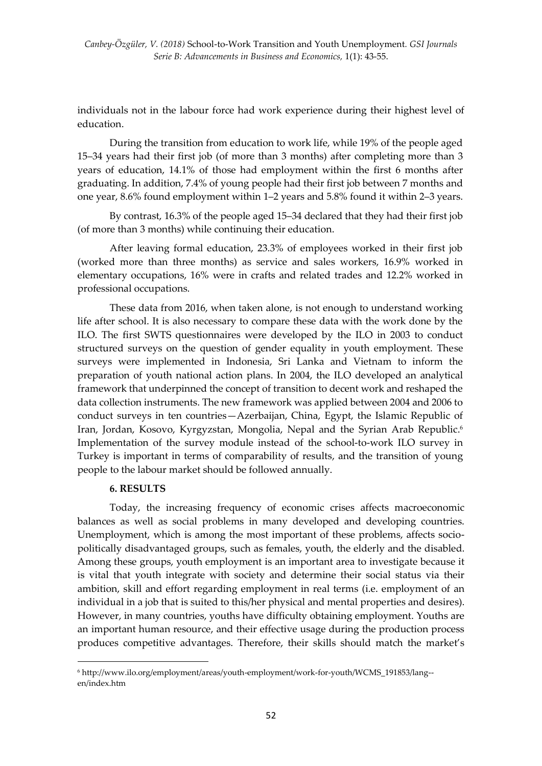individuals not in the labour force had work experience during their highest level of education.

During the transition from education to work life, while 19% of the people aged 15–34 years had their first job (of more than 3 months) after completing more than 3 years of education, 14.1% of those had employment within the first 6 months after graduating. In addition, 7.4% of young people had their first job between 7 months and one year, 8.6% found employment within 1–2 years and 5.8% found it within 2–3 years.

By contrast, 16.3% of the people aged 15–34 declared that they had their first job (of more than 3 months) while continuing their education.

After leaving formal education, 23.3% of employees worked in their first job (worked more than three months) as service and sales workers, 16.9% worked in elementary occupations, 16% were in crafts and related trades and 12.2% worked in professional occupations.

These data from 2016, when taken alone, is not enough to understand working life after school. It is also necessary to compare these data with the work done by the ILO. The first SWTS questionnaires were developed by the ILO in 2003 to conduct structured surveys on the question of gender equality in youth employment. These surveys were implemented in Indonesia, Sri Lanka and Vietnam to inform the preparation of youth national action plans. In 2004, the ILO developed an analytical framework that underpinned the concept of transition to decent work and reshaped the data collection instruments. The new framework was applied between 2004 and 2006 to conduct surveys in ten countries—Azerbaijan, China, Egypt, the Islamic Republic of Iran, Jordan, Kosovo, Kyrgyzstan, Mongolia, Nepal and the Syrian Arab Republic.[6] Implementation of the survey module instead of the school-to-work ILO survey in Turkey is important in terms of comparability of results, and the transition of young people to the labour market should be followed annually.

## 6. RESULTS

Today, the increasing frequency of economic crises affects macroeconomic balances as well as social problems in many developed and developing countries. Unemployment, which is among the most important of these problems, affects socio-politically disadvantaged groups, such as females, youth, the elderly and the disabled. Among these groups, youth employment is an important area to investigate because it is vital that youth integrate with society and determine their social status via their ambition, skill and effort regarding employment in real terms (i.e. employment of an individual in a job that is suited to this/her physical and mental properties and desires). However, in many countries, youths have difficulty obtaining employment. Youths are an important human resource, and their effective usage during the production process produces competitive advantages. Therefore, their skills should match the market's

---

[6] http://www.ilo.org/employment/areas/youth-employment/work-for-youth/WCMS_191853/lang--en/index.htm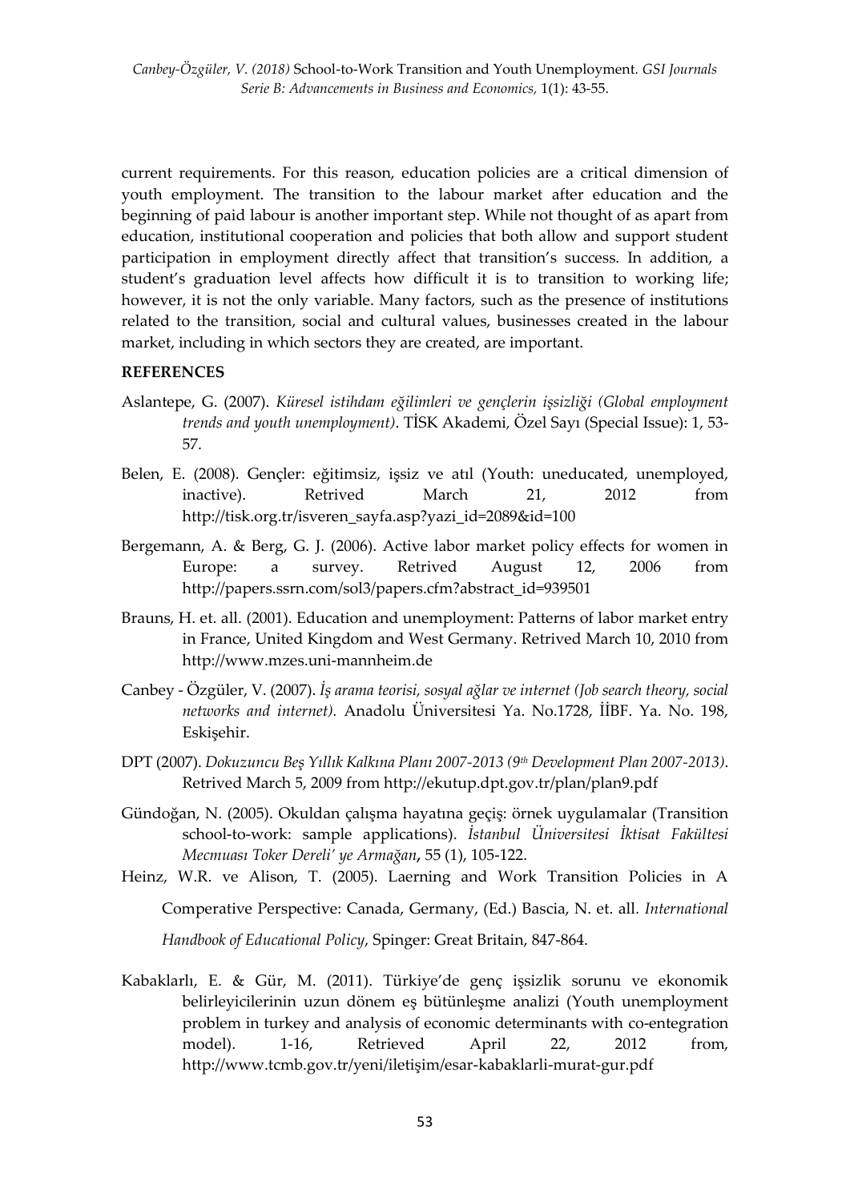current requirements. For this reason, education policies are a critical dimension of youth employment. The transition to the labour market after education and the beginning of paid labour is another important step. While not thought of as apart from education, institutional cooperation and policies that both allow and support student participation in employment directly affect that transition's success. In addition, a student's graduation level affects how difficult it is to transition to working life; however, it is not the only variable. Many factors, such as the presence of institutions related to the transition, social and cultural values, businesses created in the labour market, including in which sectors they are created, are important.

**REFERENCES**

Aslantepe, G. (2007). *Küresel istihdam eğilimleri ve gençlerin işsizliği (Global employment trends and youth unemployment)*. TİSK Akademi, Özel Sayı (Special Issue): 1, 53-57.

Belen, E. (2008). Gençler: eğitimsiz, işsiz ve atıl (Youth: uneducated, unemployed, inactive). Retrived March 21, 2012 from http://tisk.org.tr/isveren_sayfa.asp?yazi_id=2089&id=100

Bergemann, A. & Berg, G. J. (2006). Active labor market policy effects for women in Europe: a survey. Retrived August 12, 2006 from http://papers.ssrn.com/sol3/papers.cfm?abstract_id=939501

Brauns, H. et. all. (2001). Education and unemployment: Patterns of labor market entry in France, United Kingdom and West Germany. Retrived March 10, 2010 from http://www.mzes.uni-mannheim.de

Canbey - Özgüler, V. (2007). *İş arama teorisi, sosyal ağlar ve internet (Job search theory, social networks and internet)*. Anadolu Üniversitesi Ya. No.1728, İİBF. Ya. No. 198, Eskişehir.

DPT (2007). *Dokuzuncu Beş Yıllık Kalkına Planı 2007-2013 (9th Development Plan 2007-2013)*. Retrived March 5, 2009 from http://ekutup.dpt.gov.tr/plan/plan9.pdf

Gündoğan, N. (2005). Okuldan çalışma hayatına geçiş: örnek uygulamalar (Transition school-to-work: sample applications). *İstanbul Üniversitesi İktisat Fakültesi Mecmuası Toker Dereli' ye Armağan*, 55 (1), 105-122.

Heinz, W.R. ve Alison, T. (2005). Laerning and Work Transition Policies in A Comperative Perspective: Canada, Germany, (Ed.) Bascia, N. et. all. *International Handbook of Educational Policy*, Spinger: Great Britain, 847-864.

Kabaklarlı, E. & Gür, M. (2011). Türkiye'de genç işsizlik sorunu ve ekonomik belirleyicilerinin uzun dönem eş bütünleşme analizi (Youth unemployment problem in turkey and analysis of economic determinants with co-entegration model). 1-16, Retrieved April 22, 2012 from, http://www.tcmb.gov.tr/yeni/iletişim/esar-kabaklarli-murat-gur.pdf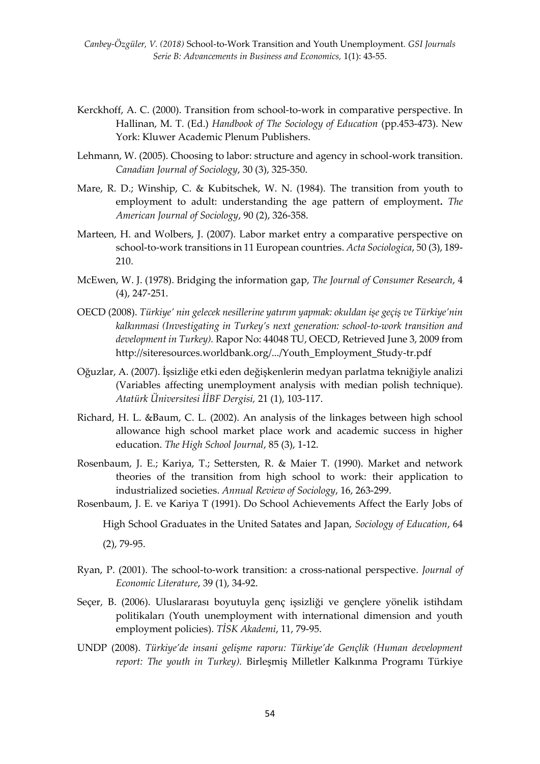Kerckhoff, A. C. (2000). Transition from school-to-work in comparative perspective. In Hallinan, M. T. (Ed.) *Handbook of The Sociology of Education* (pp.453-473). New York: Kluwer Academic Plenum Publishers.

Lehmann, W. (2005). Choosing to labor: structure and agency in school-work transition. *Canadian Journal of Sociology*, 30 (3), 325-350.

Mare, R. D.; Winship, C. & Kubitschek, W. N. (1984). The transition from youth to employment to adult: understanding the age pattern of employment**.** *The American Journal of Sociology*, 90 (2), 326-358.

Marteen, H. and Wolbers, J. (2007). Labor market entry a comparative perspective on school-to-work transitions in 11 European countries. *Acta Sociologica*, 50 (3), 189-210.

McEwen, W. J. (1978). Bridging the information gap, *The Journal of Consumer Research*, 4 (4), 247-251.

OECD (2008). *Türkiye' nin gelecek nesillerine yatırım yapmak: okuldan işe geçiş ve Türkiye'nin kalkınmasi (Investigating in Turkey's next generation: school-to-work transition and development in Turkey).* Rapor No: 44048 TU, OECD, Retrieved June 3, 2009 from http://siteresources.worldbank.org/.../Youth_Employment_Study-tr.pdf

Oğuzlar, A. (2007). İşsizliğe etki eden değişkenlerin medyan parlatma tekniğiyle analizi (Variables affecting unemployment analysis with median polish technique). *Atatürk Üniversitesi İİBF Dergisi,* 21 (1), 103-117.

Richard, H. L. &Baum, C. L. (2002). An analysis of the linkages between high school allowance high school market place work and academic success in higher education. *The High School Journal*, 85 (3), 1-12.

Rosenbaum, J. E.; Kariya, T.; Settersten, R. & Maier T. (1990). Market and network theories of the transition from high school to work: their application to industrialized societies. *Annual Review of Sociology*, 16, 263-299.

Rosenbaum, J. E. ve Kariya T (1991). Do School Achievements Affect the Early Jobs of High School Graduates in the United Satates and Japan, *Sociology of Education*, 64 (2), 79-95.

Ryan, P. (2001). The school-to-work transition: a cross-national perspective. *Journal of Economic Literature*, 39 (1), 34-92.

Seçer, B. (2006). Uluslararası boyutuyla genç işsizliği ve gençlere yönelik istihdam politikaları (Youth unemployment with international dimension and youth employment policies). *TİSK Akademi*, 11, 79-95.

UNDP (2008). *Türkiye'de insani gelişme raporu: Türkiye'de Gençlik (Human development report: The youth in Turkey).* Birleşmiş Milletler Kalkınma Programı Türkiye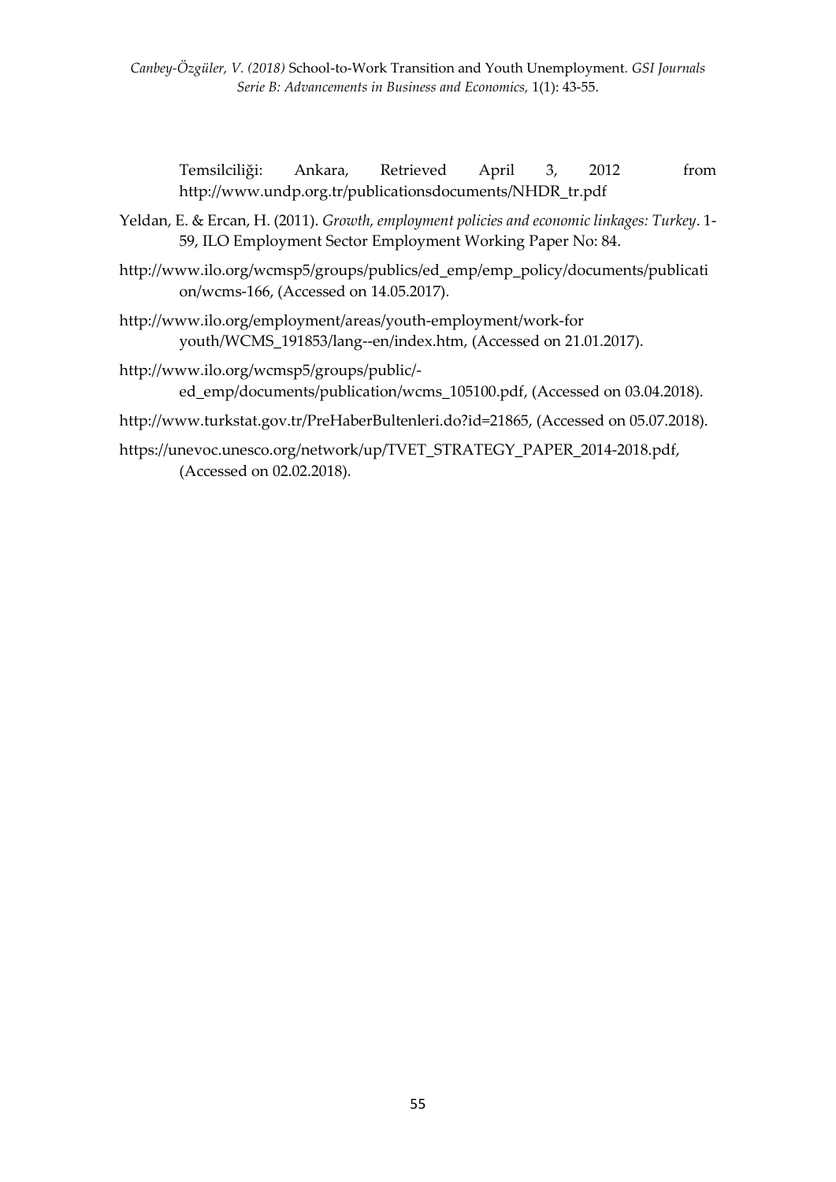Temsilciliği: Ankara, Retrieved April 3, 2012 from http://www.undp.org.tr/publicationsdocuments/NHDR_tr.pdf

Yeldan, E. & Ercan, H. (2011). *Growth, employment policies and economic linkages: Turkey*. 1-59, ILO Employment Sector Employment Working Paper No: 84.

http://www.ilo.org/wcmsp5/groups/publics/ed_emp/emp_policy/documents/publication/wcms-166, (Accessed on 14.05.2017).

http://www.ilo.org/employment/areas/youth-employment/work-for youth/WCMS_191853/lang--en/index.htm, (Accessed on 21.01.2017).

http://www.ilo.org/wcmsp5/groups/public/-ed_emp/documents/publication/wcms_105100.pdf, (Accessed on 03.04.2018).

http://www.turkstat.gov.tr/PreHaberBultenleri.do?id=21865, (Accessed on 05.07.2018).

https://unevoc.unesco.org/network/up/TVET_STRATEGY_PAPER_2014-2018.pdf, (Accessed on 02.02.2018).